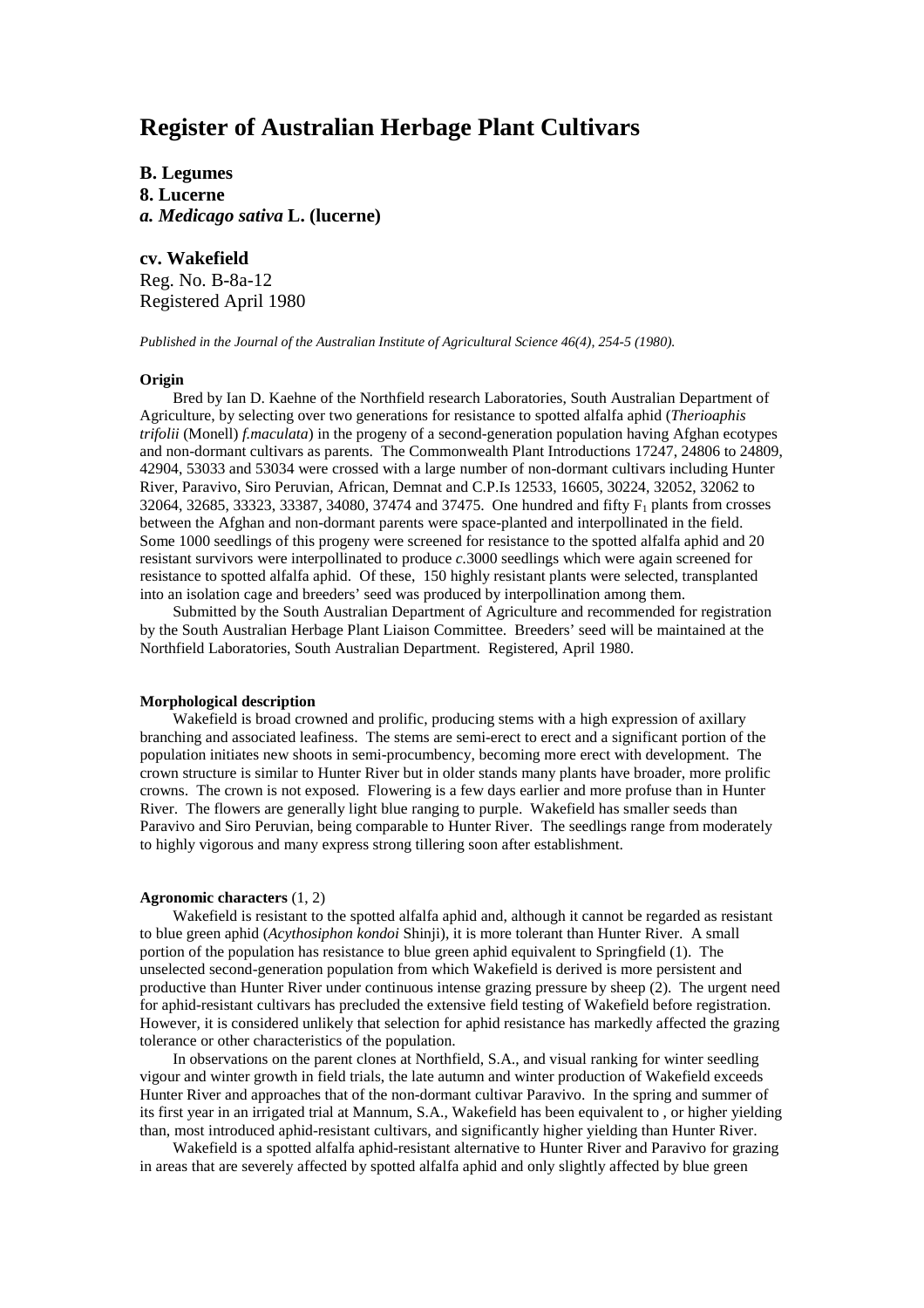# Register of Australian Herbage Plant Cultivars

**B. Legumes**
**8. Lucerne**
***a. Medicago sativa* L. (lucerne)**

**cv. Wakefield**
Reg. No. B-8a-12
Registered April 1980

*Published in the Journal of the Australian Institute of Agricultural Science 46(4), 254-5 (1980).*

**Origin**

Bred by Ian D. Kaehne of the Northfield research Laboratories, South Australian Department of Agriculture, by selecting over two generations for resistance to spotted alfalfa aphid (*Therioaphis trifolii* (Monell) *f.maculata*) in the progeny of a second-generation population having Afghan ecotypes and non-dormant cultivars as parents. The Commonwealth Plant Introductions 17247, 24806 to 24809, 42904, 53033 and 53034 were crossed with a large number of non-dormant cultivars including Hunter River, Paravivo, Siro Peruvian, African, Demnat and C.P.Is 12533, 16605, 30224, 32052, 32062 to 32064, 32685, 33323, 33387, 34080, 37474 and 37475. One hundred and fifty $F_1$ plants from crosses between the Afghan and non-dormant parents were space-planted and interpollinated in the field. Some 1000 seedlings of this progeny were screened for resistance to the spotted alfalfa aphid and 20 resistant survivors were interpollinated to produce *c*.3000 seedlings which were again screened for resistance to spotted alfalfa aphid. Of these, 150 highly resistant plants were selected, transplanted into an isolation cage and breeders' seed was produced by interpollination among them.

Submitted by the South Australian Department of Agriculture and recommended for registration by the South Australian Herbage Plant Liaison Committee. Breeders' seed will be maintained at the Northfield Laboratories, South Australian Department. Registered, April 1980.

**Morphological description**

Wakefield is broad crowned and prolific, producing stems with a high expression of axillary branching and associated leafiness. The stems are semi-erect to erect and a significant portion of the population initiates new shoots in semi-procumbency, becoming more erect with development. The crown structure is similar to Hunter River but in older stands many plants have broader, more prolific crowns. The crown is not exposed. Flowering is a few days earlier and more profuse than in Hunter River. The flowers are generally light blue ranging to purple. Wakefield has smaller seeds than Paravivo and Siro Peruvian, being comparable to Hunter River. The seedlings range from moderately to highly vigorous and many express strong tillering soon after establishment.

**Agronomic characters** (1, 2)

Wakefield is resistant to the spotted alfalfa aphid and, although it cannot be regarded as resistant to blue green aphid (*Acythosiphon kondoi* Shinji), it is more tolerant than Hunter River. A small portion of the population has resistance to blue green aphid equivalent to Springfield (1). The unselected second-generation population from which Wakefield is derived is more persistent and productive than Hunter River under continuous intense grazing pressure by sheep (2). The urgent need for aphid-resistant cultivars has precluded the extensive field testing of Wakefield before registration. However, it is considered unlikely that selection for aphid resistance has markedly affected the grazing tolerance or other characteristics of the population.

In observations on the parent clones at Northfield, S.A., and visual ranking for winter seedling vigour and winter growth in field trials, the late autumn and winter production of Wakefield exceeds Hunter River and approaches that of the non-dormant cultivar Paravivo. In the spring and summer of its first year in an irrigated trial at Mannum, S.A., Wakefield has been equivalent to , or higher yielding than, most introduced aphid-resistant cultivars, and significantly higher yielding than Hunter River.

Wakefield is a spotted alfalfa aphid-resistant alternative to Hunter River and Paravivo for grazing in areas that are severely affected by spotted alfalfa aphid and only slightly affected by blue green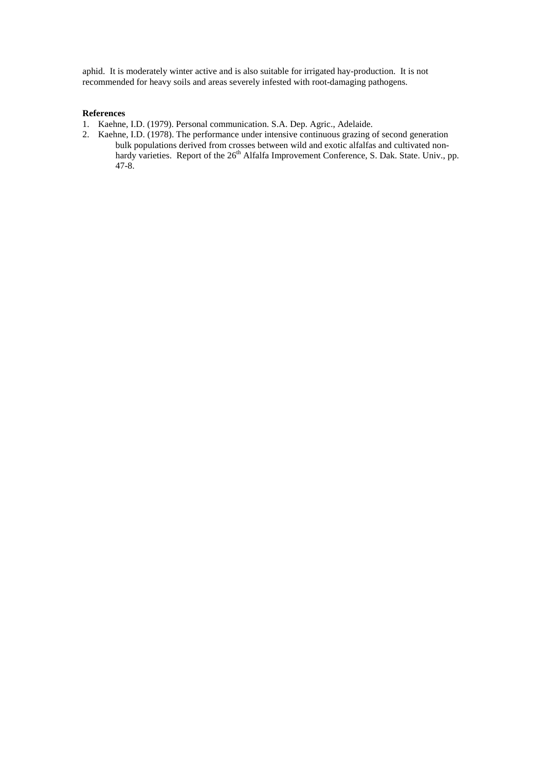aphid. It is moderately winter active and is also suitable for irrigated hay-production. It is not recommended for heavy soils and areas severely infested with root-damaging pathogens.

**References**

1. Kaehne, I.D. (1979). Personal communication. S.A. Dep. Agric., Adelaide.
2. Kaehne, I.D. (1978). The performance under intensive continuous grazing of second generation bulk populations derived from crosses between wild and exotic alfalfas and cultivated non-hardy varieties. Report of the 26th Alfalfa Improvement Conference, S. Dak. State. Univ., pp. 47-8.